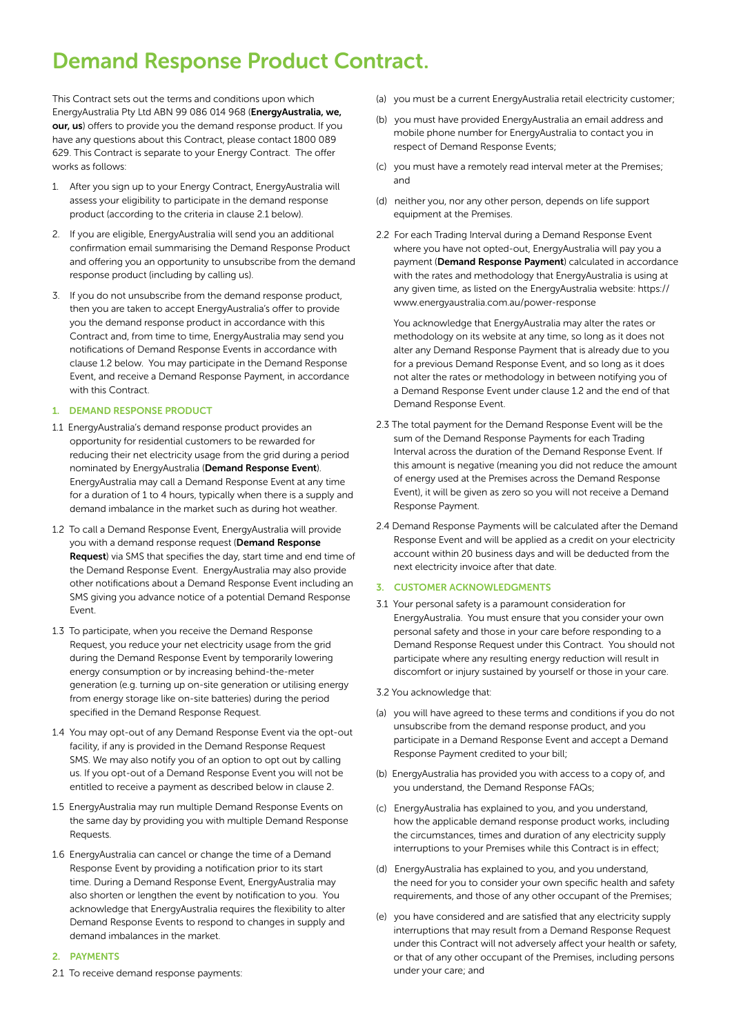# Demand Response Product Contract.

This Contract sets out the terms and conditions upon which EnergyAustralia Pty Ltd ABN 99 086 014 968 (**EnergyAustralia, we, our, us**) offers to provide you the demand response product. If you have any questions about this Contract, please contact 1800 089 629. This Contract is separate to your Energy Contract. The offer works as follows:

1. After you sign up to your Energy Contract, EnergyAustralia will assess your eligibility to participate in the demand response product (according to the criteria in clause 2.1 below).
2. If you are eligible, EnergyAustralia will send you an additional confirmation email summarising the Demand Response Product and offering you an opportunity to unsubscribe from the demand response product (including by calling us).
3. If you do not unsubscribe from the demand response product, then you are taken to accept EnergyAustralia's offer to provide you the demand response product in accordance with this Contract and, from time to time, EnergyAustralia may send you notifications of Demand Response Events in accordance with clause 1.2 below. You may participate in the Demand Response Event, and receive a Demand Response Payment, in accordance with this Contract.

## 1. DEMAND RESPONSE PRODUCT

1.1 EnergyAustralia's demand response product provides an opportunity for residential customers to be rewarded for reducing their net electricity usage from the grid during a period nominated by EnergyAustralia (**Demand Response Event**). EnergyAustralia may call a Demand Response Event at any time for a duration of 1 to 4 hours, typically when there is a supply and demand imbalance in the market such as during hot weather.

1.2 To call a Demand Response Event, EnergyAustralia will provide you with a demand response request (**Demand Response Request**) via SMS that specifies the day, start time and end time of the Demand Response Event. EnergyAustralia may also provide other notifications about a Demand Response Event including an SMS giving you advance notice of a potential Demand Response Event.

1.3 To participate, when you receive the Demand Response Request, you reduce your net electricity usage from the grid during the Demand Response Event by temporarily lowering energy consumption or by increasing behind-the-meter generation (e.g. turning up on-site generation or utilising energy from energy storage like on-site batteries) during the period specified in the Demand Response Request.

1.4 You may opt-out of any Demand Response Event via the opt-out facility, if any is provided in the Demand Response Request SMS. We may also notify you of an option to opt out by calling us. If you opt-out of a Demand Response Event you will not be entitled to receive a payment as described below in clause 2.

1.5 EnergyAustralia may run multiple Demand Response Events on the same day by providing you with multiple Demand Response Requests.

1.6 EnergyAustralia can cancel or change the time of a Demand Response Event by providing a notification prior to its start time. During a Demand Response Event, EnergyAustralia may also shorten or lengthen the event by notification to you. You acknowledge that EnergyAustralia requires the flexibility to alter Demand Response Events to respond to changes in supply and demand imbalances in the market.

## 2. PAYMENTS

2.1 To receive demand response payments:

(a) you must be a current EnergyAustralia retail electricity customer;

(b) you must have provided EnergyAustralia an email address and mobile phone number for EnergyAustralia to contact you in respect of Demand Response Events;

(c) you must have a remotely read interval meter at the Premises; and

(d) neither you, nor any other person, depends on life support equipment at the Premises.

2.2 For each Trading Interval during a Demand Response Event where you have not opted-out, EnergyAustralia will pay you a payment (**Demand Response Payment**) calculated in accordance with the rates and methodology that EnergyAustralia is using at any given time, as listed on the EnergyAustralia website: https://www.energyaustralia.com.au/power-response

You acknowledge that EnergyAustralia may alter the rates or methodology on its website at any time, so long as it does not alter any Demand Response Payment that is already due to you for a previous Demand Response Event, and so long as it does not alter the rates or methodology in between notifying you of a Demand Response Event under clause 1.2 and the end of that Demand Response Event.

2.3 The total payment for the Demand Response Event will be the sum of the Demand Response Payments for each Trading Interval across the duration of the Demand Response Event. If this amount is negative (meaning you did not reduce the amount of energy used at the Premises across the Demand Response Event), it will be given as zero so you will not receive a Demand Response Payment.

2.4 Demand Response Payments will be calculated after the Demand Response Event and will be applied as a credit on your electricity account within 20 business days and will be deducted from the next electricity invoice after that date.

## 3. CUSTOMER ACKNOWLEDGMENTS

3.1 Your personal safety is a paramount consideration for EnergyAustralia. You must ensure that you consider your own personal safety and those in your care before responding to a Demand Response Request under this Contract. You should not participate where any resulting energy reduction will result in discomfort or injury sustained by yourself or those in your care.

3.2 You acknowledge that:

(a) you will have agreed to these terms and conditions if you do not unsubscribe from the demand response product, and you participate in a Demand Response Event and accept a Demand Response Payment credited to your bill;

(b) EnergyAustralia has provided you with access to a copy of, and you understand, the Demand Response FAQs;

(c) EnergyAustralia has explained to you, and you understand, how the applicable demand response product works, including the circumstances, times and duration of any electricity supply interruptions to your Premises while this Contract is in effect;

(d) EnergyAustralia has explained to you, and you understand, the need for you to consider your own specific health and safety requirements, and those of any other occupant of the Premises;

(e) you have considered and are satisfied that any electricity supply interruptions that may result from a Demand Response Request under this Contract will not adversely affect your health or safety, or that of any other occupant of the Premises, including persons under your care; and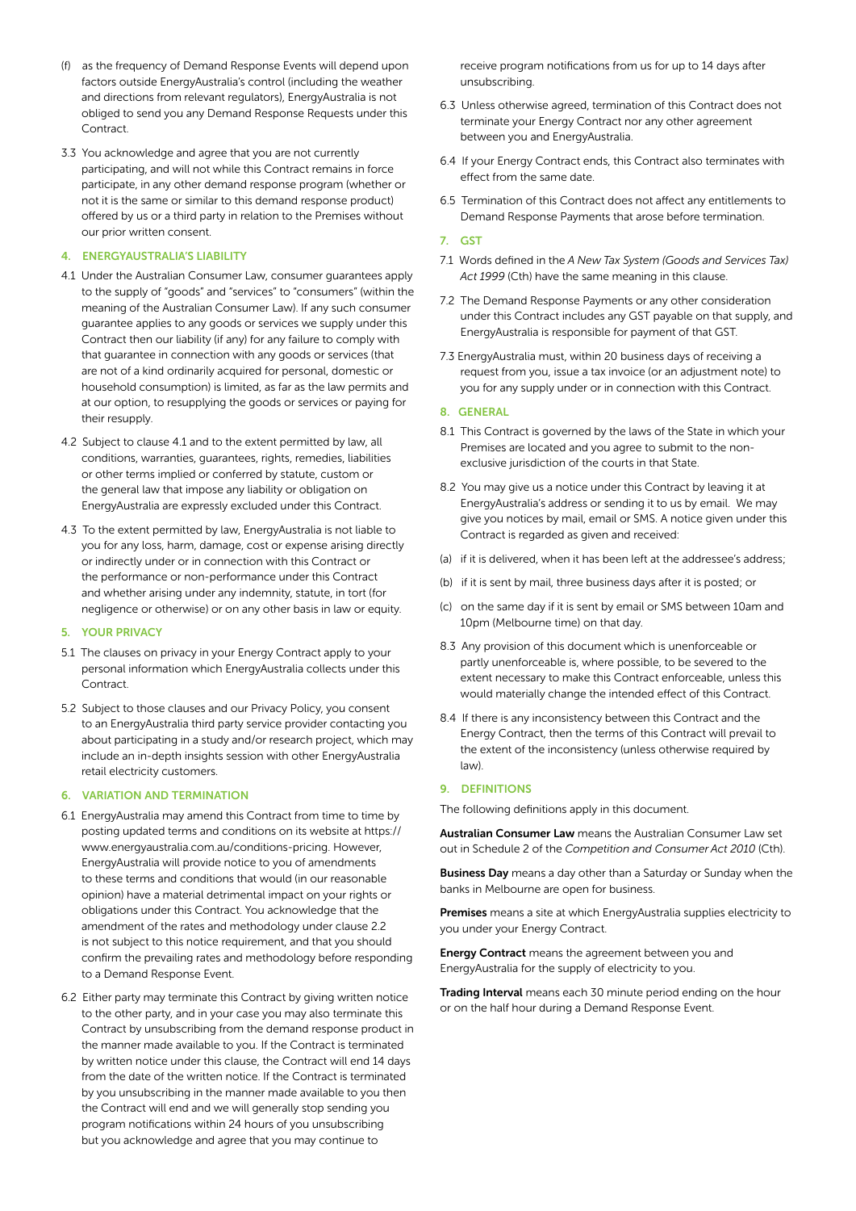(f) as the frequency of Demand Response Events will depend upon factors outside EnergyAustralia's control (including the weather and directions from relevant regulators), EnergyAustralia is not obliged to send you any Demand Response Requests under this Contract.

3.3 You acknowledge and agree that you are not currently participating, and will not while this Contract remains in force participate, in any other demand response program (whether or not it is the same or similar to this demand response product) offered by us or a third party in relation to the Premises without our prior written consent.

## 4. ENERGYAUSTRALIA'S LIABILITY

4.1 Under the Australian Consumer Law, consumer guarantees apply to the supply of "goods" and "services" to "consumers" (within the meaning of the Australian Consumer Law). If any such consumer guarantee applies to any goods or services we supply under this Contract then our liability (if any) for any failure to comply with that guarantee in connection with any goods or services (that are not of a kind ordinarily acquired for personal, domestic or household consumption) is limited, as far as the law permits and at our option, to resupplying the goods or services or paying for their resupply.

4.2 Subject to clause 4.1 and to the extent permitted by law, all conditions, warranties, guarantees, rights, remedies, liabilities or other terms implied or conferred by statute, custom or the general law that impose any liability or obligation on EnergyAustralia are expressly excluded under this Contract.

4.3 To the extent permitted by law, EnergyAustralia is not liable to you for any loss, harm, damage, cost or expense arising directly or indirectly under or in connection with this Contract or the performance or non-performance under this Contract and whether arising under any indemnity, statute, in tort (for negligence or otherwise) or on any other basis in law or equity.

## 5. YOUR PRIVACY

5.1 The clauses on privacy in your Energy Contract apply to your personal information which EnergyAustralia collects under this Contract.

5.2 Subject to those clauses and our Privacy Policy, you consent to an EnergyAustralia third party service provider contacting you about participating in a study and/or research project, which may include an in-depth insights session with other EnergyAustralia retail electricity customers.

## 6. VARIATION AND TERMINATION

6.1 EnergyAustralia may amend this Contract from time to time by posting updated terms and conditions on its website at https://www.energyaustralia.com.au/conditions-pricing. However, EnergyAustralia will provide notice to you of amendments to these terms and conditions that would (in our reasonable opinion) have a material detrimental impact on your rights or obligations under this Contract. You acknowledge that the amendment of the rates and methodology under clause 2.2 is not subject to this notice requirement, and that you should confirm the prevailing rates and methodology before responding to a Demand Response Event.

6.2 Either party may terminate this Contract by giving written notice to the other party, and in your case you may also terminate this Contract by unsubscribing from the demand response product in the manner made available to you. If the Contract is terminated by written notice under this clause, the Contract will end 14 days from the date of the written notice. If the Contract is terminated by you unsubscribing in the manner made available to you then the Contract will end and we will generally stop sending you program notifications within 24 hours of you unsubscribing but you acknowledge and agree that you may continue to receive program notifications from us for up to 14 days after unsubscribing.

6.3 Unless otherwise agreed, termination of this Contract does not terminate your Energy Contract nor any other agreement between you and EnergyAustralia.

6.4 If your Energy Contract ends, this Contract also terminates with effect from the same date.

6.5 Termination of this Contract does not affect any entitlements to Demand Response Payments that arose before termination.

## 7. GST

7.1 Words defined in the *A New Tax System (Goods and Services Tax) Act 1999* (Cth) have the same meaning in this clause.

7.2 The Demand Response Payments or any other consideration under this Contract includes any GST payable on that supply, and EnergyAustralia is responsible for payment of that GST.

7.3 EnergyAustralia must, within 20 business days of receiving a request from you, issue a tax invoice (or an adjustment note) to you for any supply under or in connection with this Contract.

## 8. GENERAL

8.1 This Contract is governed by the laws of the State in which your Premises are located and you agree to submit to the non-exclusive jurisdiction of the courts in that State.

8.2 You may give us a notice under this Contract by leaving it at EnergyAustralia's address or sending it to us by email. We may give you notices by mail, email or SMS. A notice given under this Contract is regarded as given and received:

(a) if it is delivered, when it has been left at the addressee's address;

(b) if it is sent by mail, three business days after it is posted; or

(c) on the same day if it is sent by email or SMS between 10am and 10pm (Melbourne time) on that day.

8.3 Any provision of this document which is unenforceable or partly unenforceable is, where possible, to be severed to the extent necessary to make this Contract enforceable, unless this would materially change the intended effect of this Contract.

8.4 If there is any inconsistency between this Contract and the Energy Contract, then the terms of this Contract will prevail to the extent of the inconsistency (unless otherwise required by law).

## 9. DEFINITIONS

The following definitions apply in this document.

**Australian Consumer Law** means the Australian Consumer Law set out in Schedule 2 of the *Competition and Consumer Act 2010* (Cth).

**Business Day** means a day other than a Saturday or Sunday when the banks in Melbourne are open for business.

**Premises** means a site at which EnergyAustralia supplies electricity to you under your Energy Contract.

**Energy Contract** means the agreement between you and EnergyAustralia for the supply of electricity to you.

**Trading Interval** means each 30 minute period ending on the hour or on the half hour during a Demand Response Event.